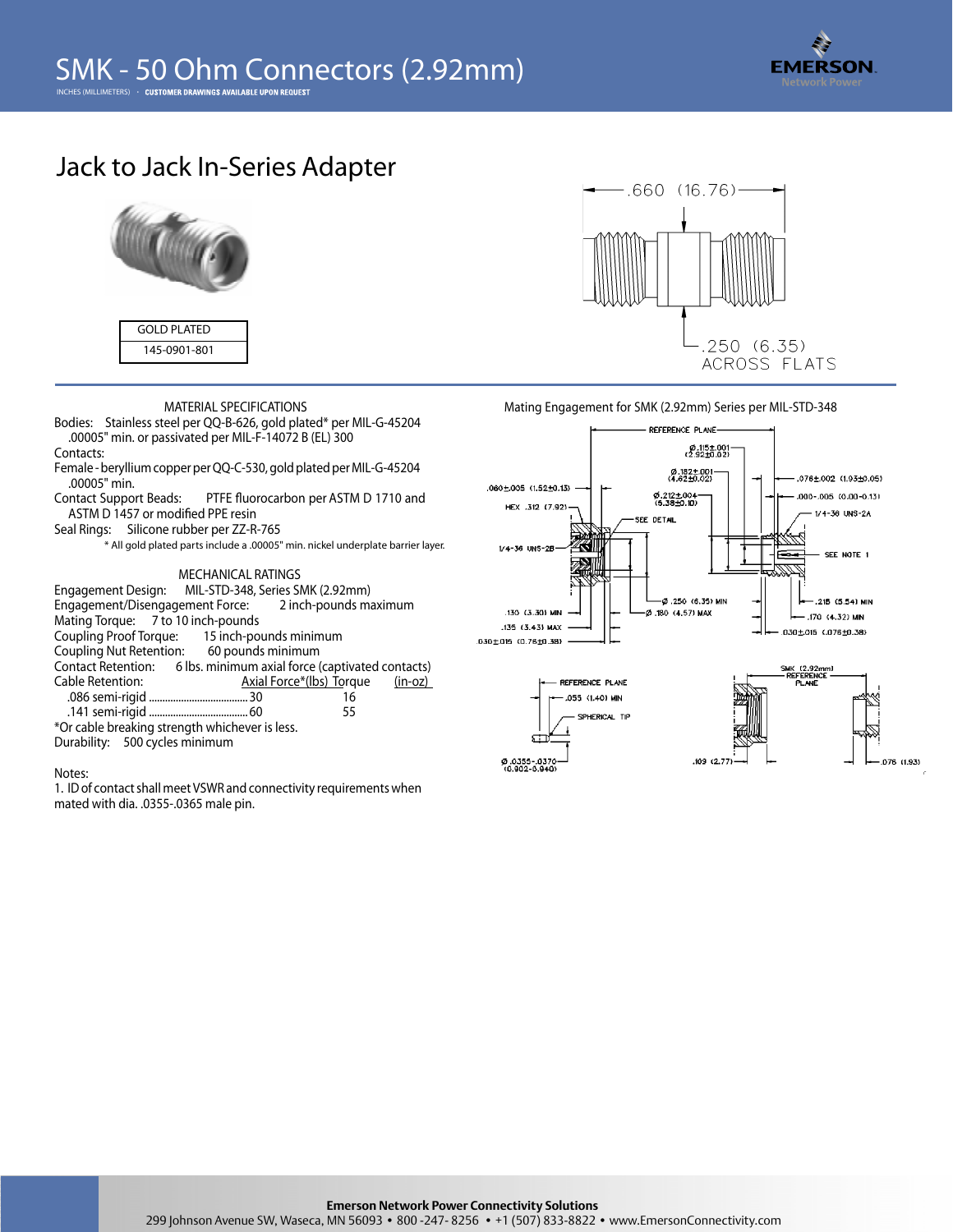# SMK - 50 Ohm Connectors (2.92mm)

INCHES (MILLIMETERS) • CUSTOMER DRAWINGS AVAILABLE UPON REQUEST

## Jack to Jack In-Series Adapter

| GOLD PLATED |
|---|
| 145-0901-801 |

.660 (16.76)

.250 (6.35) ACROSS FLATS

### MATERIAL SPECIFICATIONS

Bodies: Stainless steel per QQ-B-626, gold plated* per MIL-G-45204 .00005" min. or passivated per MIL-F-14072 B (EL) 300

Contacts:

Female - beryllium copper per QQ-C-530, gold plated per MIL-G-45204 .00005" min.

Contact Support Beads: PTFE fluorocarbon per ASTM D 1710 and ASTM D 1457 or modified PPE resin

Seal Rings: Silicone rubber per ZZ-R-765

\* All gold plated parts include a .00005" min. nickel underplate barrier layer.

### MECHANICAL RATINGS

Engagement Design: MIL-STD-348, Series SMK (2.92mm)

Engagement/Disengagement Force: 2 inch-pounds maximum

Mating Torque: 7 to 10 inch-pounds

Coupling Proof Torque: 15 inch-pounds minimum

Coupling Nut Retention: 60 pounds minimum

Contact Retention: 6 lbs. minimum axial force (captivated contacts)

| Cable Retention: | Axial Force*(lbs) | Torque (in-oz) |
|---|---|---|
| .086 semi-rigid | 30 | 16 |
| .141 semi-rigid | 60 | 55 |

*Or cable breaking strength whichever is less.

Durability: 500 cycles minimum

Notes:

1. ID of contact shall meet VSWR and connectivity requirements when mated with dia. .0355-.0365 male pin.

### Mating Engagement for SMK (2.92mm) Series per MIL-STD-348

REFERENCE PLANE; Ø.115±.001 (2.92±0.02); Ø.182±.001 (4.62±0.02); Ø.212±.004 (5.38±0.10); .060±.005 (1.52±0.13); HEX .312 (7.92); SEE DETAIL; 1/4-36 UNS-2B; .078±.002 (1.93±0.05); .000-.005 (0.00-0.13); 1/4-36 UNS-2A; SEE NOTE 1; Ø.250 (6.35) MIN; Ø.180 (4.57) MAX; .130 (3.30) MIN; .135 (3.43) MAX; .030±.015 (0.76±0.38); .218 (5.54) MIN; .170 (4.32) MIN; .030±.015 (.076±0.38)

REFERENCE PLANE; .055 (1.40) MIN; SPHERICAL TIP; Ø.0355-.0370 (0.902-0.940)

SMK (2.92mm) REFERENCE PLANE; .109 (2.77); .076 (1.93)

**Emerson Network Power Connectivity Solutions**

299 Johnson Avenue SW, Waseca, MN 56093 • 800-247-8256 • +1 (507) 833-8822 • www.EmersonConnectivity.com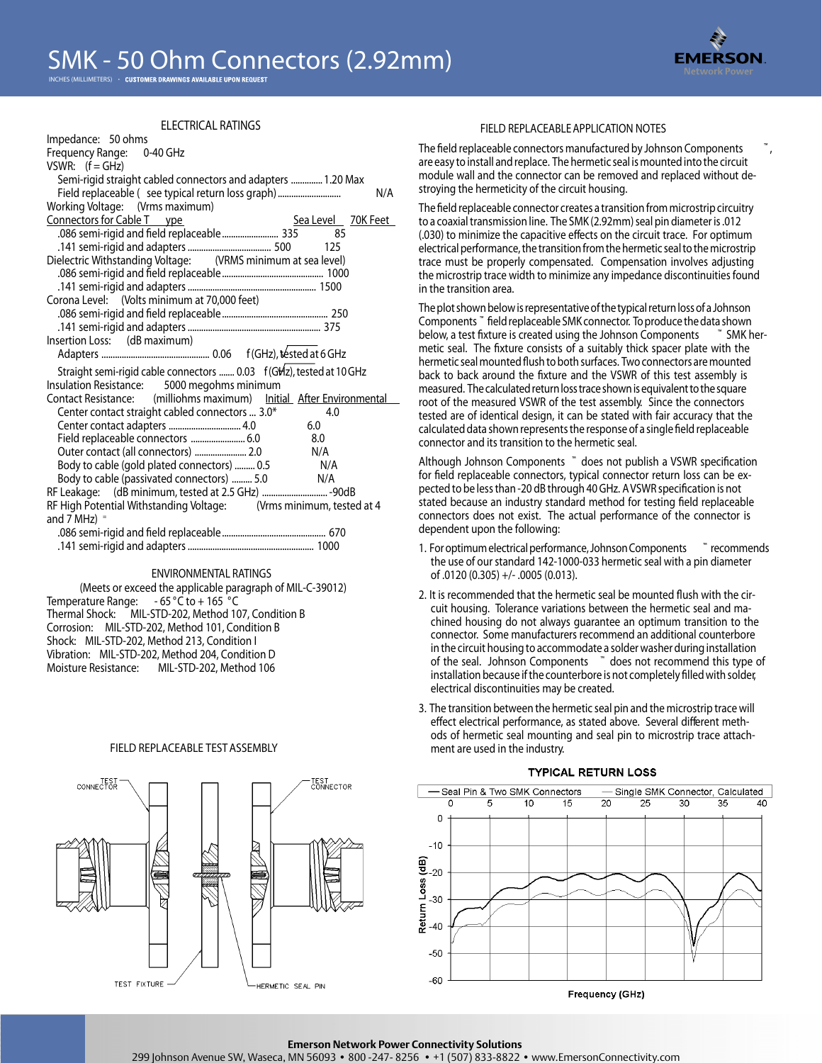# SMK - 50 Ohm Connectors (2.92mm)

INCHES (MILLIMETERS) • CUSTOMER DRAWINGS AVAILABLE UPON REQUEST

## ELECTRICAL RATINGS

Impedance: 50 ohms
Frequency Range: 0-40 GHz
VSWR: (f = GHz)
Semi-rigid straight cabled connectors and adapters ............. 1.20 Max
Field replaceable ( see typical return loss graph) ............................ N/A
Working Voltage: (Vrms maximum)

| Connectors for Cable Type | Sea Level | 70K Feet |
|---|---|---|
| .086 semi-rigid and field replaceable | 335 | 85 |
| .141 semi-rigid and adapters | 500 | 125 |

Dielectric Withstanding Voltage: (VRMS minimum at sea level)
.086 semi-rigid and field replaceable ............................................ 1000
.141 semi-rigid and adapters ........................................................ 1500
Corona Level: (Volts minimum at 70,000 feet)
.086 semi-rigid and field replaceable .............................................. 250
.141 semi-rigid and adapters .......................................................... 375
Insertion Loss: (dB maximum)
Adapters ............................................... 0.06 √f (GHz), tested at 6 GHz
Straight semi-rigid cable connectors ....... 0.03 √f (GHz), tested at 10 GHz
Insulation Resistance: 5000 megohms minimum
Contact Resistance: (milliohms maximum)

| | Initial | After Environmental |
|---|---|---|
| Center contact straight cabled connectors | 3.0* | 4.0 |
| Center contact adapters | 4.0 | 6.0 |
| Field replaceable connectors | 6.0 | 8.0 |
| Outer contact (all connectors) | 2.0 | N/A |
| Body to cable (gold plated connectors) | 0.5 | N/A |
| Body to cable (passivated connectors) | 5.0 | N/A |

RF Leakage: (dB minimum, tested at 2.5 GHz) ............................ -90dB
RF High Potential Withstanding Voltage: (Vrms minimum, tested at 4 and 7 MHz)
.086 semi-rigid and field replaceable ............................................ 670
.141 semi-rigid and adapters ...................................................... 1000

## ENVIRONMENTAL RATINGS

(Meets or exceed the applicable paragraph of MIL-C-39012)
Temperature Range: - 65 °C to + 165 °C
Thermal Shock: MIL-STD-202, Method 107, Condition B
Corrosion: MIL-STD-202, Method 101, Condition B
Shock: MIL-STD-202, Method 213, Condition I
Vibration: MIL-STD-202, Method 204, Condition D
Moisture Resistance: MIL-STD-202, Method 106

## FIELD REPLACEABLE TEST ASSEMBLY

TEST CONNECTOR
TEST CONNECTOR
TEST FIXTURE
HERMETIC SEAL PIN

## FIELD REPLACEABLE APPLICATION NOTES

The field replaceable connectors manufactured by Johnson Components™, are easy to install and replace. The hermetic seal is mounted into the circuit module wall and the connector can be removed and replaced without destroying the hermeticity of the circuit housing.

The field replaceable connector creates a transition from microstrip circuitry to a coaxial transmission line. The SMK (2.92mm) seal pin diameter is .012 (.030) to minimize the capacitive effects on the circuit trace. For optimum electrical performance, the transition from the hermetic seal to the microstrip trace must be properly compensated. Compensation involves adjusting the microstrip trace width to minimize any impedance discontinuities found in the transition area.

The plot shown below is representative of the typical return loss of a Johnson Components™ field replaceable SMK connector. To produce the data shown below, a test fixture is created using the Johnson Components™ SMK hermetic seal. The fixture consists of a suitably thick spacer plate with the hermetic seal mounted flush to both surfaces. Two connectors are mounted back to back around the fixture and the VSWR of this test assembly is measured. The calculated return loss trace shown is equivalent to the square root of the measured VSWR of the test assembly. Since the connectors tested are of identical design, it can be stated with fair accuracy that the calculated data shown represents the response of a single field replaceable connector and its transition to the hermetic seal.

Although Johnson Components™ does not publish a VSWR specification for field replaceable connectors, typical connector return loss can be expected to be less than -20 dB through 40 GHz. A VSWR specification is not stated because an industry standard method for testing field replaceable connectors does not exist. The actual performance of the connector is dependent upon the following:

1. For optimum electrical performance, Johnson Components™ recommends the use of our standard 142-1000-033 hermetic seal with a pin diameter of .0120 (0.305) +/- .0005 (0.013).
2. It is recommended that the hermetic seal be mounted flush with the circuit housing. Tolerance variations between the hermetic seal and machined housing do not always guarantee an optimum transition to the connector. Some manufacturers recommend an additional counterbore in the circuit housing to accommodate a solder washer during installation of the seal. Johnson Components™ does not recommend this type of installation because if the counterbore is not completely filled with solder, electrical discontinuities may be created.
3. The transition between the hermetic seal pin and the microstrip trace will effect electrical performance, as stated above. Several different methods of hermetic seal mounting and seal pin to microstrip trace attachment are used in the industry.

### TYPICAL RETURN LOSS

— Seal Pin & Two SMK Connectors — Single SMK Connector, Calculated

0 5 10 15 20 25 30 35 40

0
-10
-20
-30
-40
-50
-60

Return Loss (dB)

Frequency (GHz)

**Emerson Network Power Connectivity Solutions**
299 Johnson Avenue SW, Waseca, MN 56093 • 800-247-8256 • +1 (507) 833-8822 • www.EmersonConnectivity.com